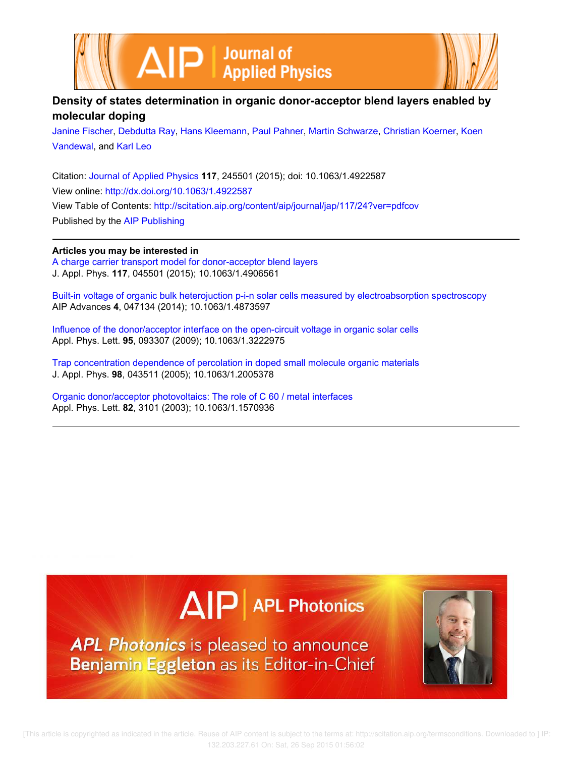# Density of states determination in organic donor-acceptor blend layers enabled by molecular doping

Janine Fischer, Debdutta Ray, Hans Kleemann, Paul Pahner, Martin Schwarze, Christian Koerner, Koen Vandewal, and Karl Leo

Citation: Journal of Applied Physics **117**, 245501 (2015); doi: 10.1063/1.4922587

View online: http://dx.doi.org/10.1063/1.4922587

View Table of Contents: http://scitation.aip.org/content/aip/journal/jap/117/24?ver=pdfcov

Published by the AIP Publishing

**Articles you may be interested in**

A charge carrier transport model for donor-acceptor blend layers
J. Appl. Phys. **117**, 045501 (2015); 10.1063/1.4906561

Built-in voltage of organic bulk heterojuction p-i-n solar cells measured by electroabsorption spectroscopy
AIP Advances **4**, 047134 (2014); 10.1063/1.4873597

Influence of the donor/acceptor interface on the open-circuit voltage in organic solar cells
Appl. Phys. Lett. **95**, 093307 (2009); 10.1063/1.3222975

Trap concentration dependence of percolation in doped small molecule organic materials
J. Appl. Phys. **98**, 043511 (2005); 10.1063/1.2005378

Organic donor/acceptor photovoltaics: The role of C 60 / metal interfaces
Appl. Phys. Lett. **82**, 3101 (2003); 10.1063/1.1570936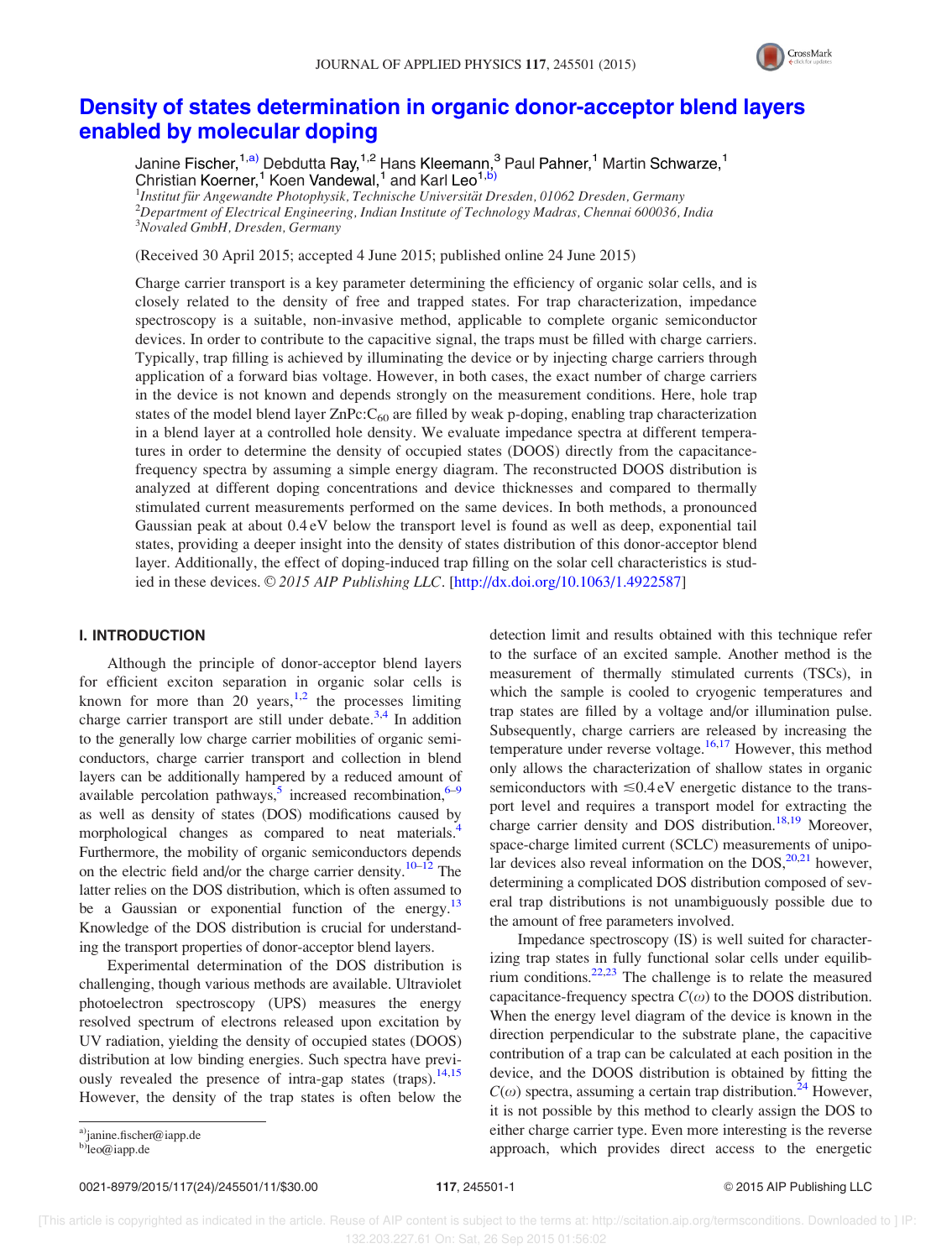# Density of states determination in organic donor-acceptor blend layers enabled by molecular doping

Janine Fischer,[1,a)] Debdutta Ray,[1,2] Hans Kleemann,[3] Paul Pahner,[1] Martin Schwarze,[1] Christian Koerner,[1] Koen Vandewal,[1] and Karl Leo[1,b)]

[1]Institut für Angewandte Photophysik, Technische Universität Dresden, 01062 Dresden, Germany
[2]Department of Electrical Engineering, Indian Institute of Technology Madras, Chennai 600036, India
[3]Novaled GmbH, Dresden, Germany

(Received 30 April 2015; accepted 4 June 2015; published online 24 June 2015)

Charge carrier transport is a key parameter determining the efficiency of organic solar cells, and is closely related to the density of free and trapped states. For trap characterization, impedance spectroscopy is a suitable, non-invasive method, applicable to complete organic semiconductor devices. In order to contribute to the capacitive signal, the traps must be filled with charge carriers. Typically, trap filling is achieved by illuminating the device or by injecting charge carriers through application of a forward bias voltage. However, in both cases, the exact number of charge carriers in the device is not known and depends strongly on the measurement conditions. Here, hole trap states of the model blend layer ZnPc:$C_{60}$ are filled by weak p-doping, enabling trap characterization in a blend layer at a controlled hole density. We evaluate impedance spectra at different temperatures in order to determine the density of occupied states (DOOS) directly from the capacitance-frequency spectra by assuming a simple energy diagram. The reconstructed DOOS distribution is analyzed at different doping concentrations and device thicknesses and compared to thermally stimulated current measurements performed on the same devices. In both methods, a pronounced Gaussian peak at about 0.4 eV below the transport level is found as well as deep, exponential tail states, providing a deeper insight into the density of states distribution of this donor-acceptor blend layer. Additionally, the effect of doping-induced trap filling on the solar cell characteristics is studied in these devices. © *2015 AIP Publishing LLC*. [http://dx.doi.org/10.1063/1.4922587]

## I. INTRODUCTION

Although the principle of donor-acceptor blend layers for efficient exciton separation in organic solar cells is known for more than 20 years,[1,2] the processes limiting charge carrier transport are still under debate.[3,4] In addition to the generally low charge carrier mobilities of organic semiconductors, charge carrier transport and collection in blend layers can be additionally hampered by a reduced amount of available percolation pathways,[5] increased recombination,[6–9] as well as density of states (DOS) modifications caused by morphological changes as compared to neat materials.[4] Furthermore, the mobility of organic semiconductors depends on the electric field and/or the charge carrier density.[10–12] The latter relies on the DOS distribution, which is often assumed to be a Gaussian or exponential function of the energy.[13] Knowledge of the DOS distribution is crucial for understanding the transport properties of donor-acceptor blend layers.

Experimental determination of the DOS distribution is challenging, though various methods are available. Ultraviolet photoelectron spectroscopy (UPS) measures the energy resolved spectrum of electrons released upon excitation by UV radiation, yielding the density of occupied states (DOOS) distribution at low binding energies. Such spectra have previously revealed the presence of intra-gap states (traps).[14,15] However, the density of the trap states is often below the detection limit and results obtained with this technique refer to the surface of an excited sample. Another method is the measurement of thermally stimulated currents (TSCs), in which the sample is cooled to cryogenic temperatures and trap states are filled by a voltage and/or illumination pulse. Subsequently, charge carriers are released by increasing the temperature under reverse voltage.[16,17] However, this method only allows the characterization of shallow states in organic semiconductors with ≲0.4 eV energetic distance to the transport level and requires a transport model for extracting the charge carrier density and DOS distribution.[18,19] Moreover, space-charge limited current (SCLC) measurements of unipolar devices also reveal information on the DOS,[20,21] however, determining a complicated DOS distribution composed of several trap distributions is not unambiguously possible due to the amount of free parameters involved.

Impedance spectroscopy (IS) is well suited for characterizing trap states in fully functional solar cells under equilibrium conditions.[22,23] The challenge is to relate the measured capacitance-frequency spectra $C(\omega)$ to the DOOS distribution. When the energy level diagram of the device is known in the direction perpendicular to the substrate plane, the capacitive contribution of a trap can be calculated at each position in the device, and the DOOS distribution is obtained by fitting the $C(\omega)$ spectra, assuming a certain trap distribution.[24] However, it is not possible by this method to clearly assign the DOS to either charge carrier type. Even more interesting is the reverse approach, which provides direct access to the energetic

[a)]janine.fischer@iapp.de
[b)]leo@iapp.de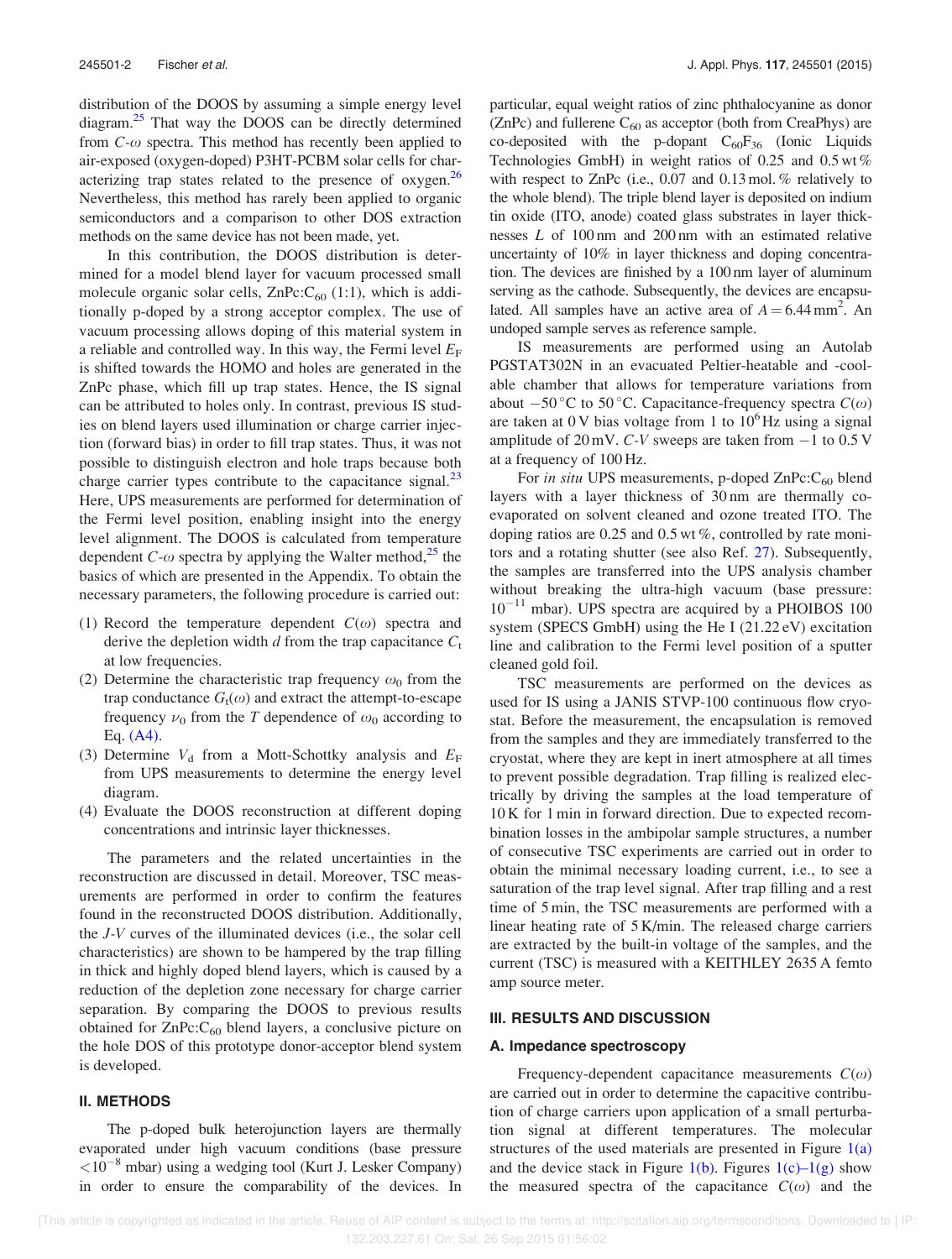distribution of the DOOS by assuming a simple energy level diagram.[25] That way the DOOS can be directly determined from $C$-$\omega$ spectra. This method has recently been applied to air-exposed (oxygen-doped) P3HT-PCBM solar cells for characterizing trap states related to the presence of oxygen.[26] Nevertheless, this method has rarely been applied to organic semiconductors and a comparison to other DOS extraction methods on the same device has not been made, yet.

In this contribution, the DOOS distribution is determined for a model blend layer for vacuum processed small molecule organic solar cells, ZnPc:$C_{60}$ (1:1), which is additionally p-doped by a strong acceptor complex. The use of vacuum processing allows doping of this material system in a reliable and controlled way. In this way, the Fermi level $E_F$ is shifted towards the HOMO and holes are generated in the ZnPc phase, which fill up trap states. Hence, the IS signal can be attributed to holes only. In contrast, previous IS studies on blend layers used illumination or charge carrier injection (forward bias) in order to fill trap states. Thus, it was not possible to distinguish electron and hole traps because both charge carrier types contribute to the capacitance signal.[23] Here, UPS measurements are performed for determination of the Fermi level position, enabling insight into the energy level alignment. The DOOS is calculated from temperature dependent $C$-$\omega$ spectra by applying the Walter method,[25] the basics of which are presented in the Appendix. To obtain the necessary parameters, the following procedure is carried out:

(1) Record the temperature dependent $C(\omega)$ spectra and derive the depletion width $d$ from the trap capacitance $C_t$ at low frequencies.
(2) Determine the characteristic trap frequency $\omega_0$ from the trap conductance $G_t(\omega)$ and extract the attempt-to-escape frequency $\nu_0$ from the $T$ dependence of $\omega_0$ according to Eq. (A4).
(3) Determine $V_d$ from a Mott-Schottky analysis and $E_F$ from UPS measurements to determine the energy level diagram.
(4) Evaluate the DOOS reconstruction at different doping concentrations and intrinsic layer thicknesses.

The parameters and the related uncertainties in the reconstruction are discussed in detail. Moreover, TSC measurements are performed in order to confirm the features found in the reconstructed DOOS distribution. Additionally, the $J$-$V$ curves of the illuminated devices (i.e., the solar cell characteristics) are shown to be hampered by the trap filling in thick and highly doped blend layers, which is caused by a reduction of the depletion zone necessary for charge carrier separation. By comparing the DOOS to previous results obtained for ZnPc:$C_{60}$ blend layers, a conclusive picture on the hole DOS of this prototype donor-acceptor blend system is developed.

## II. METHODS

The p-doped bulk heterojunction layers are thermally evaporated under high vacuum conditions (base pressure $<10^{-8}$ mbar) using a wedging tool (Kurt J. Lesker Company) in order to ensure the comparability of the devices. In particular, equal weight ratios of zinc phthalocyanine as donor (ZnPc) and fullerene $C_{60}$ as acceptor (both from CreaPhys) are co-deposited with the p-dopant $C_{60}F_{36}$ (Ionic Liquids Technologies GmbH) in weight ratios of 0.25 and 0.5 wt % with respect to ZnPc (i.e., 0.07 and 0.13 mol. % relatively to the whole blend). The triple blend layer is deposited on indium tin oxide (ITO, anode) coated glass substrates in layer thicknesses $L$ of 100 nm and 200 nm with an estimated relative uncertainty of 10% in layer thickness and doping concentration. The devices are finished by a 100 nm layer of aluminum serving as the cathode. Subsequently, the devices are encapsulated. All samples have an active area of $A = 6.44\,\mathrm{mm}^2$. An undoped sample serves as reference sample.

IS measurements are performed using an Autolab PGSTAT302N in an evacuated Peltier-heatable and -coolable chamber that allows for temperature variations from about $-50\,^{\circ}$C to $50\,^{\circ}$C. Capacitance-frequency spectra $C(\omega)$ are taken at 0 V bias voltage from 1 to $10^6$ Hz using a signal amplitude of 20 mV. $C$-$V$ sweeps are taken from $-1$ to 0.5 V at a frequency of 100 Hz.

For *in situ* UPS measurements, p-doped ZnPc:$C_{60}$ blend layers with a layer thickness of 30 nm are thermally co-evaporated on solvent cleaned and ozone treated ITO. The doping ratios are 0.25 and 0.5 wt %, controlled by rate monitors and a rotating shutter (see also Ref. 27). Subsequently, the samples are transferred into the UPS analysis chamber without breaking the ultra-high vacuum (base pressure: $10^{-11}$ mbar). UPS spectra are acquired by a PHOIBOS 100 system (SPECS GmbH) using the He I (21.22 eV) excitation line and calibration to the Fermi level position of a sputter cleaned gold foil.

TSC measurements are performed on the devices as used for IS using a JANIS STVP-100 continuous flow cryostat. Before the measurement, the encapsulation is removed from the samples and they are immediately transferred to the cryostat, where they are kept in inert atmosphere at all times to prevent possible degradation. Trap filling is realized electrically by driving the samples at the load temperature of 10 K for 1 min in forward direction. Due to expected recombination losses in the ambipolar sample structures, a number of consecutive TSC experiments are carried out in order to obtain the minimal necessary loading current, i.e., to see a saturation of the trap level signal. After trap filling and a rest time of 5 min, the TSC measurements are performed with a linear heating rate of 5 K/min. The released charge carriers are extracted by the built-in voltage of the samples, and the current (TSC) is measured with a KEITHLEY 2635 A femto amp source meter.

## III. RESULTS AND DISCUSSION

### A. Impedance spectroscopy

Frequency-dependent capacitance measurements $C(\omega)$ are carried out in order to determine the capacitive contribution of charge carriers upon application of a small perturbation signal at different temperatures. The molecular structures of the used materials are presented in Figure 1(a) and the device stack in Figure 1(b). Figures 1(c)–1(g) show the measured spectra of the capacitance $C(\omega)$ and the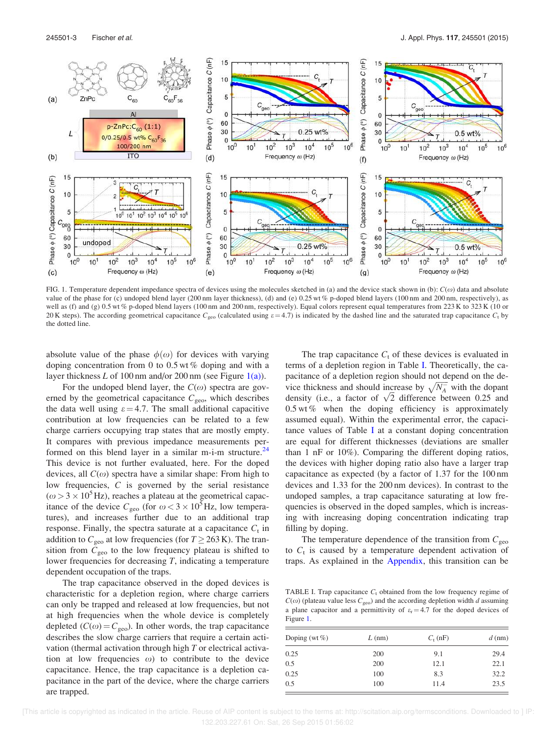FIG. 1. Temperature dependent impedance spectra of devices using the molecules sketched in (a) and the device stack shown in (b): $C(\omega)$ data and absolute value of the phase for (c) undoped blend layer (200 nm layer thickness), (d) and (e) 0.25 wt % p-doped blend layers (100 nm and 200 nm, respectively), as well as (f) and (g) 0.5 wt % p-doped blend layers (100 nm and 200 nm, respectively). Equal colors represent equal temperatures from 223 K to 323 K (10 or 20 K steps). The according geometrical capacitance $C_{geo}$ (calculated using $\varepsilon = 4.7$) is indicated by the dashed line and the saturated trap capacitance $C_t$ by the dotted line.

absolute value of the phase $\phi(\omega)$ for devices with varying doping concentration from 0 to 0.5 wt % doping and with a layer thickness $L$ of 100 nm and/or 200 nm (see Figure 1(a)).

For the undoped blend layer, the $C(\omega)$ spectra are governed by the geometrical capacitance $C_{geo}$, which describes the data well using $\varepsilon = 4.7$. The small additional capacitive contribution at low frequencies can be related to a few charge carriers occupying trap states that are mostly empty. It compares with previous impedance measurements performed on this blend layer in a similar m-i-m structure.[24] This device is not further evaluated, here. For the doped devices, all $C(\omega)$ spectra have a similar shape: From high to low frequencies, $C$ is governed by the serial resistance ($\omega > 3 \times 10^5$ Hz), reaches a plateau at the geometrical capacitance of the device $C_{geo}$ (for $\omega < 3 \times 10^5$ Hz, low temperatures), and increases further due to an additional trap response. Finally, the spectra saturate at a capacitance $C_t$ in addition to $C_{geo}$ at low frequencies (for $T \geq 263$ K). The transition from $C_{geo}$ to the low frequency plateau is shifted to lower frequencies for decreasing $T$, indicating a temperature dependent occupation of the traps.

The trap capacitance observed in the doped devices is characteristic for a depletion region, where charge carriers can only be trapped and released at low frequencies, but not at high frequencies when the whole device is completely depleted ($C(\omega) = C_{geo}$). In other words, the trap capacitance describes the slow charge carriers that require a certain activation (thermal activation through high $T$ or electrical activation at low frequencies $\omega$) to contribute to the device capacitance. Hence, the trap capacitance is a depletion capacitance in the part of the device, where the charge carriers are trapped.

The trap capacitance $C_t$ of these devices is evaluated in terms of a depletion region in Table I. Theoretically, the capacitance of a depletion region should not depend on the device thickness and should increase by $\sqrt{N_A}$ with the dopant density (i.e., a factor of $\sqrt{2}$ difference between 0.25 and 0.5 wt % when the doping efficiency is approximately assumed equal). Within the experimental error, the capacitance values of Table I at a constant doping concentration are equal for different thicknesses (deviations are smaller than 1 nF or 10%). Comparing the different doping ratios, the devices with higher doping ratio also have a larger trap capacitance as expected (by a factor of 1.37 for the 100 nm devices and 1.33 for the 200 nm devices). In contrast to the undoped samples, a trap capacitance saturating at low frequencies is observed in the doped samples, which is increasing with increasing doping concentration indicating trap filling by doping.

The temperature dependence of the transition from $C_{geo}$ to $C_t$ is caused by a temperature dependent activation of traps. As explained in the Appendix, this transition can be

TABLE I. Trap capacitance $C_t$ obtained from the low frequency regime of $C(\omega)$ (plateau value less $C_{geo}$) and the according depletion width $d$ assuming a plane capacitor and a permittivity of $\varepsilon_r = 4.7$ for the doped devices of Figure 1.

| Doping (wt %) | $L$ (nm) | $C_t$ (nF) | $d$ (nm) |
|---|---|---|---|
| 0.25 | 200 | 9.1 | 29.4 |
| 0.5 | 200 | 12.1 | 22.1 |
| 0.25 | 100 | 8.3 | 32.2 |
| 0.5 | 100 | 11.4 | 23.5 |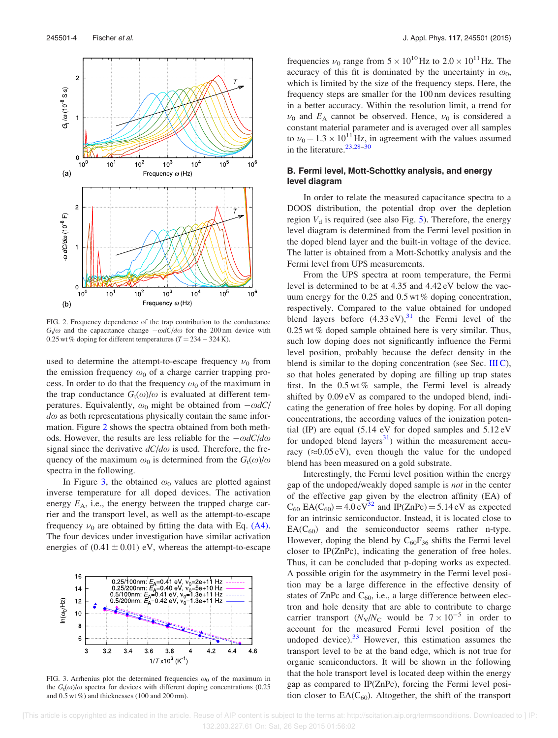FIG. 2. Frequency dependence of the trap contribution to the conductance $G_t/\omega$ and the capacitance change $-\omega dC/d\omega$ for the 200 nm device with 0.25 wt % doping for different temperatures ($T = 234 - 324$ K).

used to determine the attempt-to-escape frequency $\nu_0$ from the emission frequency $\omega_0$ of a charge carrier trapping process. In order to do that the frequency $\omega_0$ of the maximum in the trap conductance $G_t(\omega)/\omega$ is evaluated at different temperatures. Equivalently, $\omega_0$ might be obtained from $-\omega dC/d\omega$ as both representations physically contain the same information. Figure 2 shows the spectra obtained from both methods. However, the results are less reliable for the $-\omega dC/d\omega$ signal since the derivative $dC/d\omega$ is used. Therefore, the frequency of the maximum $\omega_0$ is determined from the $G_t(\omega)/\omega$ spectra in the following.

In Figure 3, the obtained $\omega_0$ values are plotted against inverse temperature for all doped devices. The activation energy $E_A$, i.e., the energy between the trapped charge carrier and the transport level, as well as the attempt-to-escape frequency $\nu_0$ are obtained by fitting the data with Eq. (A4). The four devices under investigation have similar activation energies of $(0.41 \pm 0.01)$ eV, whereas the attempt-to-escape frequencies $\nu_0$ range from $5 \times 10^{10}$ Hz to $2.0 \times 10^{11}$ Hz. The accuracy of this fit is dominated by the uncertainty in $\omega_0$, which is limited by the size of the frequency steps. Here, the frequency steps are smaller for the 100 nm devices resulting in a better accuracy. Within the resolution limit, a trend for $\nu_0$ and $E_A$ cannot be observed. Hence, $\nu_0$ is considered a constant material parameter and is averaged over all samples to $\nu_0 = 1.3 \times 10^{11}$ Hz, in agreement with the values assumed in the literature.[23,28–30]

FIG. 3. Arrhenius plot the determined frequencies $\omega_0$ of the maximum in the $G_t(\omega)/\omega$ spectra for devices with different doping concentrations (0.25 and 0.5 wt %) and thicknesses (100 and 200 nm).

### B. Fermi level, Mott-Schottky analysis, and energy level diagram

In order to relate the measured capacitance spectra to a DOOS distribution, the potential drop over the depletion region $V_d$ is required (see also Fig. 5). Therefore, the energy level diagram is determined from the Fermi level position in the doped blend layer and the built-in voltage of the device. The latter is obtained from a Mott-Schottky analysis and the Fermi level from UPS measurements.

From the UPS spectra at room temperature, the Fermi level is determined to be at 4.35 and 4.42 eV below the vacuum energy for the 0.25 and 0.5 wt % doping concentration, respectively. Compared to the value obtained for undoped blend layers before (4.33 eV),[31] the Fermi level of the 0.25 wt % doped sample obtained here is very similar. Thus, such low doping does not significantly influence the Fermi level position, probably because the defect density in the blend is similar to the doping concentration (see Sec. III C), so that holes generated by doping are filling up trap states first. In the 0.5 wt % sample, the Fermi level is already shifted by 0.09 eV as compared to the undoped blend, indicating the generation of free holes by doping. For all doping concentrations, the according values of the ionization potential (IP) are equal (5.14 eV for doped samples and 5.12 eV for undoped blend layers[31]) within the measurement accuracy (≈0.05 eV), even though the value for the undoped blend has been measured on a gold substrate.

Interestingly, the Fermi level position within the energy gap of the undoped/weakly doped sample is *not* in the center of the effective gap given by the electron affinity (EA) of $C_{60}$ EA($C_{60}$) = 4.0 eV[32] and IP(ZnPc) = 5.14 eV as expected for an intrinsic semiconductor. Instead, it is located close to EA($C_{60}$) and the semiconductor seems rather n-type. However, doping the blend by $C_{60}F_{36}$ shifts the Fermi level closer to IP(ZnPc), indicating the generation of free holes. Thus, it can be concluded that p-doping works as expected. A possible origin for the asymmetry in the Fermi level position may be a large difference in the effective density of states of ZnPc and $C_{60}$, i.e., a large difference between electron and hole density that are able to contribute to charge carrier transport ($N_V/N_C$ would be $7 \times 10^{-5}$ in order to account for the measured Fermi level position of the undoped device).[33] However, this estimation assumes the transport level to be at the band edge, which is not true for organic semiconductors. It will be shown in the following that the hole transport level is located deep within the energy gap as compared to IP(ZnPc), forcing the Fermi level position closer to EA($C_{60}$). Altogether, the shift of the transport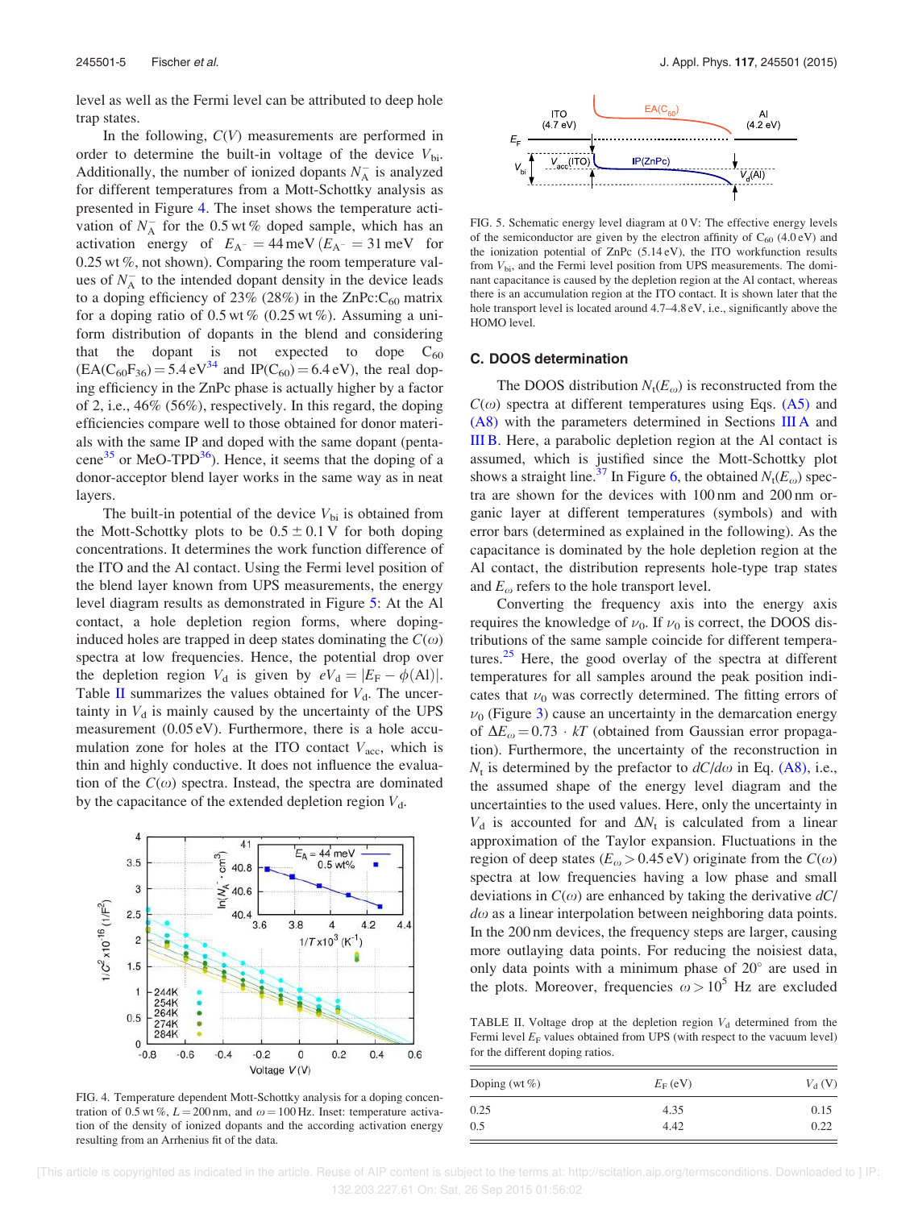level as well as the Fermi level can be attributed to deep hole trap states.

In the following, $C(V)$ measurements are performed in order to determine the built-in voltage of the device $V_{bi}$. Additionally, the number of ionized dopants $N_A^-$ is analyzed for different temperatures from a Mott-Schottky analysis as presented in Figure 4. The inset shows the temperature activation of $N_A^-$ for the 0.5 wt % doped sample, which has an activation energy of $E_{A^-} = 44$ meV ($E_{A^-} = 31$ meV for 0.25 wt %, not shown). Comparing the room temperature values of $N_A^-$ to the intended dopant density in the device leads to a doping efficiency of 23% (28%) in the ZnPc:$C_{60}$ matrix for a doping ratio of 0.5 wt % (0.25 wt %). Assuming a uniform distribution of dopants in the blend and considering that the dopant is not expected to dope $C_{60}$ (EA($C_{60}F_{36}$) = 5.4 eV[34] and IP($C_{60}$) = 6.4 eV), the real doping efficiency in the ZnPc phase is actually higher by a factor of 2, i.e., 46% (56%), respectively. In this regard, the doping efficiencies compare well to those obtained for donor materials with the same IP and doped with the same dopant (pentacene[35] or MeO-TPD[36]). Hence, it seems that the doping of a donor-acceptor blend layer works in the same way as in neat layers.

The built-in potential of the device $V_{bi}$ is obtained from the Mott-Schottky plots to be $0.5 \pm 0.1$ V for both doping concentrations. It determines the work function difference of the ITO and the Al contact. Using the Fermi level position of the blend layer known from UPS measurements, the energy level diagram results as demonstrated in Figure 5: At the Al contact, a hole depletion region forms, where doping-induced holes are trapped in deep states dominating the $C(\omega)$ spectra at low frequencies. Hence, the potential drop over the depletion region $V_d$ is given by $eV_d = |E_F - \phi(\mathrm{Al})|$. Table II summarizes the values obtained for $V_d$. The uncertainty in $V_d$ is mainly caused by the uncertainty of the UPS measurement (0.05 eV). Furthermore, there is a hole accumulation zone for holes at the ITO contact $V_{acc}$, which is thin and highly conductive. It does not influence the evaluation of the $C(\omega)$ spectra. Instead, the spectra are dominated by the capacitance of the extended depletion region $V_d$.

FIG. 4. Temperature dependent Mott-Schottky analysis for a doping concentration of 0.5 wt %, $L = 200$ nm, and $\omega = 100$ Hz. Inset: temperature activation of the density of ionized dopants and the according activation energy resulting from an Arrhenius fit of the data.

FIG. 5. Schematic energy level diagram at 0 V: The effective energy levels of the semiconductor are given by the electron affinity of $C_{60}$ (4.0 eV) and the ionization potential of ZnPc (5.14 eV), the ITO workfunction results from $V_{bi}$, and the Fermi level position from UPS measurements. The dominant capacitance is caused by the depletion region at the Al contact, whereas there is an accumulation region at the ITO contact. It is shown later that the hole transport level is located around 4.7–4.8 eV, i.e., significantly above the HOMO level.

### C. DOOS determination

The DOOS distribution $N_t(E_\omega)$ is reconstructed from the $C(\omega)$ spectra at different temperatures using Eqs. (A5) and (A8) with the parameters determined in Sections III A and III B. Here, a parabolic depletion region at the Al contact is assumed, which is justified since the Mott-Schottky plot shows a straight line.[37] In Figure 6, the obtained $N_t(E_\omega)$ spectra are shown for the devices with 100 nm and 200 nm organic layer at different temperatures (symbols) and with error bars (determined as explained in the following). As the capacitance is dominated by the hole depletion region at the Al contact, the distribution represents hole-type trap states and $E_\omega$ refers to the hole transport level.

Converting the frequency axis into the energy axis requires the knowledge of $\nu_0$. If $\nu_0$ is correct, the DOOS distributions of the same sample coincide for different temperatures.[25] Here, the good overlay of the spectra at different temperatures for all samples around the peak position indicates that $\nu_0$ was correctly determined. The fitting errors of $\nu_0$ (Figure 3) cause an uncertainty in the demarcation energy of $\Delta E_\omega = 0.73 \cdot kT$ (obtained from Gaussian error propagation). Furthermore, the uncertainty of the reconstruction in $N_t$ is determined by the prefactor to $dC/d\omega$ in Eq. (A8), i.e., the assumed shape of the energy level diagram and the uncertainties to the used values. Here, only the uncertainty in $V_d$ is accounted for and $\Delta N_t$ is calculated from a linear approximation of the Taylor expansion. Fluctuations in the region of deep states ($E_\omega > 0.45$ eV) originate from the $C(\omega)$ spectra at low frequencies having a low phase and small deviations in $C(\omega)$ are enhanced by taking the derivative $dC/d\omega$ as a linear interpolation between neighboring data points. In the 200 nm devices, the frequency steps are larger, causing more outlaying data points. For reducing the noisiest data, only data points with a minimum phase of 20° are used in the plots. Moreover, frequencies $\omega > 10^5$ Hz are excluded

TABLE II. Voltage drop at the depletion region $V_d$ determined from the Fermi level $E_F$ values obtained from UPS (with respect to the vacuum level) for the different doping ratios.

| Doping (wt %) | $E_F$ (eV) | $V_d$ (V) |
|---|---|---|
| 0.25 | 4.35 | 0.15 |
| 0.5 | 4.42 | 0.22 |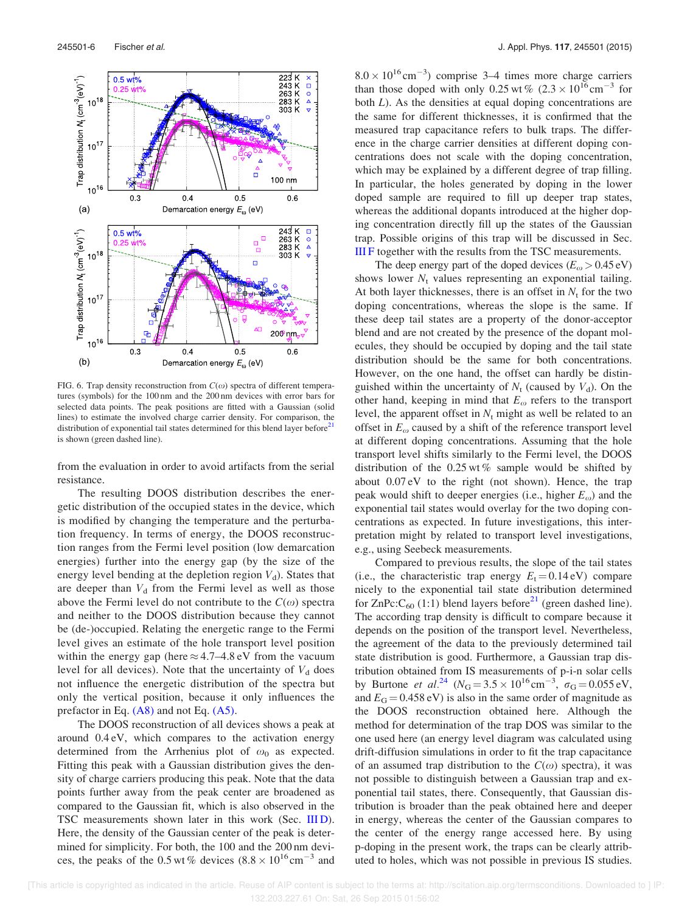FIG. 6. Trap density reconstruction from $C(\omega)$ spectra of different temperatures (symbols) for the 100 nm and the 200 nm devices with error bars for selected data points. The peak positions are fitted with a Gaussian (solid lines) to estimate the involved charge carrier density. For comparison, the distribution of exponential tail states determined for this blend layer before[21] is shown (green dashed line).

from the evaluation in order to avoid artifacts from the serial resistance.

The resulting DOOS distribution describes the energetic distribution of the occupied states in the device, which is modified by changing the temperature and the perturbation frequency. In terms of energy, the DOOS reconstruction ranges from the Fermi level position (low demarcation energies) further into the energy gap (by the size of the energy level bending at the depletion region $V_d$). States that are deeper than $V_d$ from the Fermi level as well as those above the Fermi level do not contribute to the $C(\omega)$ spectra and neither to the DOOS distribution because they cannot be (de-)occupied. Relating the energetic range to the Fermi level gives an estimate of the hole transport level position within the energy gap (here $\approx$4.7–4.8 eV from the vacuum level for all devices). Note that the uncertainty of $V_d$ does not influence the energetic distribution of the spectra but only the vertical position, because it only influences the prefactor in Eq. (A8) and not Eq. (A5).

The DOOS reconstruction of all devices shows a peak at around 0.4 eV, which compares to the activation energy determined from the Arrhenius plot of $\omega_0$ as expected. Fitting this peak with a Gaussian distribution gives the density of charge carriers producing this peak. Note that the data points further away from the peak center are broadened as compared to the Gaussian fit, which is also observed in the TSC measurements shown later in this work (Sec. III D). Here, the density of the Gaussian center of the peak is determined for simplicity. For both, the 100 and the 200 nm devices, the peaks of the 0.5 wt % devices ($8.8 \times 10^{16}\,\mathrm{cm}^{-3}$ and $8.0 \times 10^{16}\,\mathrm{cm}^{-3}$) comprise 3–4 times more charge carriers than those doped with only 0.25 wt % ($2.3 \times 10^{16}\,\mathrm{cm}^{-3}$ for both $L$). As the densities at equal doping concentrations are the same for different thicknesses, it is confirmed that the measured trap capacitance refers to bulk traps. The difference in the charge carrier densities at different doping concentrations does not scale with the doping concentration, which may be explained by a different degree of trap filling. In particular, the holes generated by doping in the lower doped sample are required to fill up deeper trap states, whereas the additional dopants introduced at the higher doping concentration directly fill up the states of the Gaussian trap. Possible origins of this trap will be discussed in Sec. III F together with the results from the TSC measurements.

The deep energy part of the doped devices ($E_\omega > 0.45$ eV) shows lower $N_t$ values representing an exponential tailing. At both layer thicknesses, there is an offset in $N_t$ for the two doping concentrations, whereas the slope is the same. If these deep tail states are a property of the donor-acceptor blend and are not created by the presence of the dopant molecules, they should be occupied by doping and the tail state distribution should be the same for both concentrations. However, on the one hand, the offset can hardly be distinguished within the uncertainty of $N_t$ (caused by $V_d$). On the other hand, keeping in mind that $E_\omega$ refers to the transport level, the apparent offset in $N_t$ might as well be related to an offset in $E_\omega$ caused by a shift of the reference transport level at different doping concentrations. Assuming that the hole transport level shifts similarly to the Fermi level, the DOOS distribution of the 0.25 wt % sample would be shifted by about 0.07 eV to the right (not shown). Hence, the trap peak would shift to deeper energies (i.e., higher $E_\omega$) and the exponential tail states would overlay for the two doping concentrations as expected. In future investigations, this interpretation might by related to transport level investigations, e.g., using Seebeck measurements.

Compared to previous results, the slope of the tail states (i.e., the characteristic trap energy $E_t = 0.14$ eV) compare nicely to the exponential tail state distribution determined for ZnPc:$C_{60}$ (1:1) blend layers before[21] (green dashed line). The according trap density is difficult to compare because it depends on the position of the transport level. Nevertheless, the agreement of the data to the previously determined tail state distribution is good. Furthermore, a Gaussian trap distribution obtained from IS measurements of p-i-n solar cells by Burtone *et al.*[24] ($N_G = 3.5 \times 10^{16}\,\mathrm{cm}^{-3}$, $\sigma_G = 0.055$ eV, and $E_G = 0.458$ eV) is also in the same order of magnitude as the DOOS reconstruction obtained here. Although the method for determination of the trap DOS was similar to the one used here (an energy level diagram was calculated using drift-diffusion simulations in order to fit the trap capacitance of an assumed trap distribution to the $C(\omega)$ spectra), it was not possible to distinguish between a Gaussian trap and exponential tail states, there. Consequently, that Gaussian distribution is broader than the peak obtained here and deeper in energy, whereas the center of the Gaussian compares to the center of the energy range accessed here. By using p-doping in the present work, the traps can be clearly attributed to holes, which was not possible in previous IS studies.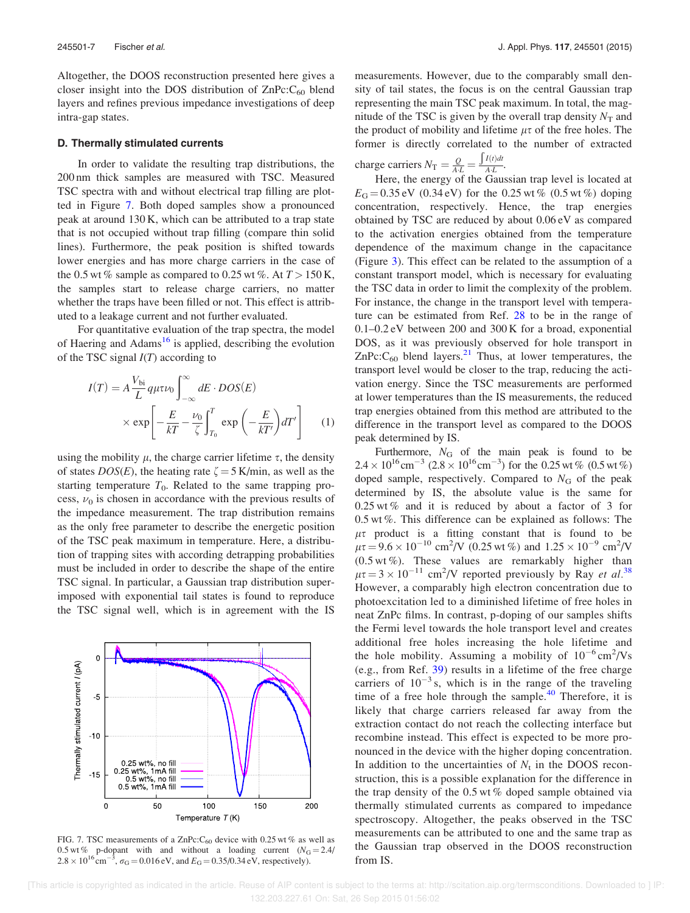Altogether, the DOOS reconstruction presented here gives a closer insight into the DOS distribution of ZnPc:$C_{60}$ blend layers and refines previous impedance investigations of deep intra-gap states.

### D. Thermally stimulated currents

In order to validate the resulting trap distributions, the 200 nm thick samples are measured with TSC. Measured TSC spectra with and without electrical trap filling are plotted in Figure 7. Both doped samples show a pronounced peak at around 130 K, which can be attributed to a trap state that is not occupied without trap filling (compare thin solid lines). Furthermore, the peak position is shifted towards lower energies and has more charge carriers in the case of the 0.5 wt % sample as compared to 0.25 wt %. At $T > 150$ K, the samples start to release charge carriers, no matter whether the traps have been filled or not. This effect is attributed to a leakage current and not further evaluated.

For quantitative evaluation of the trap spectra, the model of Haering and Adams[16] is applied, describing the evolution of the TSC signal $I(T)$ according to

$$I(T) = A\frac{V_{bi}}{L}q\mu\tau\nu_0\int_{-\infty}^{\infty} dE \cdot DOS(E) \times \exp\left[-\frac{E}{kT} - \frac{\nu_0}{\zeta}\int_{T_0}^{T}\exp\left(-\frac{E}{kT'}\right)dT'\right] \quad (1)$$

using the mobility $\mu$, the charge carrier lifetime $\tau$, the density of states $DOS(E)$, the heating rate $\zeta = 5$ K/min, as well as the starting temperature $T_0$. Related to the same trapping process, $\nu_0$ is chosen in accordance with the previous results of the impedance measurement. The trap distribution remains as the only free parameter to describe the energetic position of the TSC peak maximum in temperature. Here, a distribution of trapping sites with according detrapping probabilities must be included in order to describe the shape of the entire TSC signal. In particular, a Gaussian trap distribution superimposed with exponential tail states is found to reproduce the TSC signal well, which is in agreement with the IS measurements. However, due to the comparably small density of tail states, the focus is on the central Gaussian trap representing the main TSC peak maximum. In total, the magnitude of the TSC is given by the overall trap density $N_T$ and the product of mobility and lifetime $\mu\tau$ of the free holes. The former is directly correlated to the number of extracted charge carriers $N_T = \frac{Q}{A \cdot L} = \frac{\int I(t)dt}{A \cdot L}$.

FIG. 7. TSC measurements of a ZnPc:$C_{60}$ device with 0.25 wt % as well as 0.5 wt % p-dopant with and without a loading current ($N_G = 2.4/2.8 \times 10^{16}\,\text{cm}^{-3}$, $\sigma_G = 0.016$ eV, and $E_G = 0.35/0.34$ eV, respectively).

Here, the energy of the Gaussian trap level is located at $E_G = 0.35$ eV (0.34 eV) for the 0.25 wt % (0.5 wt %) doping concentration, respectively. Hence, the trap energies obtained by TSC are reduced by about 0.06 eV as compared to the activation energies obtained from the temperature dependence of the maximum change in the capacitance (Figure 3). This effect can be related to the assumption of a constant transport model, which is necessary for evaluating the TSC data in order to limit the complexity of the problem. For instance, the change in the transport level with temperature can be estimated from Ref. 28 to be in the range of 0.1–0.2 eV between 200 and 300 K for a broad, exponential DOS, as it was previously observed for hole transport in ZnPc:$C_{60}$ blend layers.[21] Thus, at lower temperatures, the transport level would be closer to the trap, reducing the activation energy. Since the TSC measurements are performed at lower temperatures than the IS measurements, the reduced trap energies obtained from this method are attributed to the difference in the transport level as compared to the DOOS peak determined by IS.

Furthermore, $N_G$ of the main peak is found to be $2.4 \times 10^{16}\,\text{cm}^{-3}$ ($2.8 \times 10^{16}\,\text{cm}^{-3}$) for the 0.25 wt % (0.5 wt %) doped sample, respectively. Compared to $N_G$ of the peak determined by IS, the absolute value is the same for 0.25 wt % and it is reduced by about a factor of 3 for 0.5 wt %. This difference can be explained as follows: The $\mu\tau$ product is a fitting constant that is found to be $\mu\tau = 9.6 \times 10^{-10}\,\text{cm}^2/\text{V}$ (0.25 wt %) and $1.25 \times 10^{-9}\,\text{cm}^2/\text{V}$ (0.5 wt %). These values are remarkably higher than $\mu\tau = 3 \times 10^{-11}\,\text{cm}^2/\text{V}$ reported previously by Ray *et al.*[38] However, a comparably high electron concentration due to photoexcitation led to a diminished lifetime of free holes in neat ZnPc films. In contrast, p-doping of our samples shifts the Fermi level towards the hole transport level and creates additional free holes increasing the hole lifetime and the hole mobility. Assuming a mobility of $10^{-6}\,\text{cm}^2/\text{Vs}$ (e.g., from Ref. 39) results in a lifetime of the free charge carriers of $10^{-3}$ s, which is in the range of the traveling time of a free hole through the sample.[40] Therefore, it is likely that charge carriers released far away from the extraction contact do not reach the collecting interface but recombine instead. This effect is expected to be more pronounced in the device with the higher doping concentration. In addition to the uncertainties of $N_t$ in the DOOS reconstruction, this is a possible explanation for the difference in the trap density of the 0.5 wt % doped sample obtained via thermally stimulated currents as compared to impedance spectroscopy. Altogether, the peaks observed in the TSC measurements can be attributed to one and the same trap as the Gaussian trap observed in the DOOS reconstruction from IS.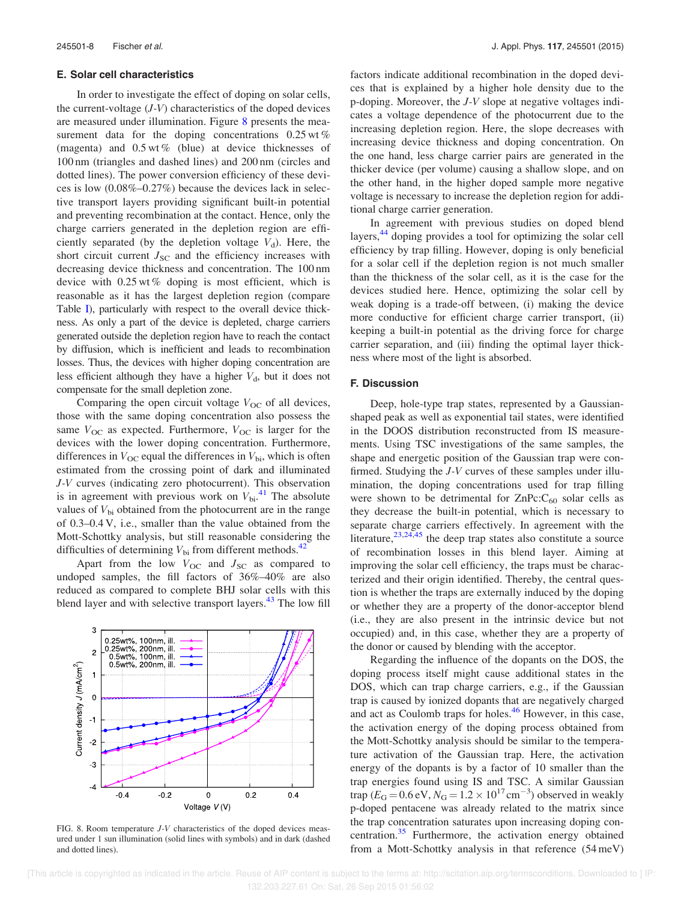### E. Solar cell characteristics

In order to investigate the effect of doping on solar cells, the current-voltage ($J$-$V$) characteristics of the doped devices are measured under illumination. Figure 8 presents the measurement data for the doping concentrations 0.25 wt % (magenta) and 0.5 wt % (blue) at device thicknesses of 100 nm (triangles and dashed lines) and 200 nm (circles and dotted lines). The power conversion efficiency of these devices is low (0.08%–0.27%) because the devices lack in selective transport layers providing significant built-in potential and preventing recombination at the contact. Hence, only the charge carriers generated in the depletion region are efficiently separated (by the depletion voltage $V_d$). Here, the short circuit current $J_{SC}$ and the efficiency increases with decreasing device thickness and concentration. The 100 nm device with 0.25 wt % doping is most efficient, which is reasonable as it has the largest depletion region (compare Table I), particularly with respect to the overall device thickness. As only a part of the device is depleted, charge carriers generated outside the depletion region have to reach the contact by diffusion, which is inefficient and leads to recombination losses. Thus, the devices with higher doping concentration are less efficient although they have a higher $V_d$, but it does not compensate for the small depletion zone.

Comparing the open circuit voltage $V_{OC}$ of all devices, those with the same doping concentration also possess the same $V_{OC}$ as expected. Furthermore, $V_{OC}$ is larger for the devices with the lower doping concentration. Furthermore, differences in $V_{OC}$ equal the differences in $V_{bi}$, which is often estimated from the crossing point of dark and illuminated $J$-$V$ curves (indicating zero photocurrent). This observation is in agreement with previous work on $V_{bi}$.[41] The absolute values of $V_{bi}$ obtained from the photocurrent are in the range of 0.3–0.4 V, i.e., smaller than the value obtained from the Mott-Schottky analysis, but still reasonable considering the difficulties of determining $V_{bi}$ from different methods.[42]

Apart from the low $V_{OC}$ and $J_{SC}$ as compared to undoped samples, the fill factors of 36%–40% are also reduced as compared to complete BHJ solar cells with this blend layer and with selective transport layers.[43] The low fill factors indicate additional recombination in the doped devices that is explained by a higher hole density due to the p-doping. Moreover, the $J$-$V$ slope at negative voltages indicates a voltage dependence of the photocurrent due to the increasing depletion region. Here, the slope decreases with increasing device thickness and doping concentration. On the one hand, less charge carrier pairs are generated in the thicker device (per volume) causing a shallow slope, and on the other hand, in the higher doped sample more negative voltage is necessary to increase the depletion region for additional charge carrier generation.

In agreement with previous studies on doped blend layers,[44] doping provides a tool for optimizing the solar cell efficiency by trap filling. However, doping is only beneficial for a solar cell if the depletion region is not much smaller than the thickness of the solar cell, as it is the case for the devices studied here. Hence, optimizing the solar cell by weak doping is a trade-off between, (i) making the device more conductive for efficient charge carrier transport, (ii) keeping a built-in potential as the driving force for charge carrier separation, and (iii) finding the optimal layer thickness where most of the light is absorbed.

FIG. 8. Room temperature $J$-$V$ characteristics of the doped devices measured under 1 sun illumination (solid lines with symbols) and in dark (dashed and dotted lines).

### F. Discussion

Deep, hole-type trap states, represented by a Gaussian-shaped peak as well as exponential tail states, were identified in the DOOS distribution reconstructed from IS measurements. Using TSC investigations of the same samples, the shape and energetic position of the Gaussian trap were confirmed. Studying the $J$-$V$ curves of these samples under illumination, the doping concentrations used for trap filling were shown to be detrimental for ZnPc:$C_{60}$ solar cells as they decrease the built-in potential, which is necessary to separate charge carriers effectively. In agreement with the literature,[23,24,45] the deep trap states also constitute a source of recombination losses in this blend layer. Aiming at improving the solar cell efficiency, the traps must be characterized and their origin identified. Thereby, the central question is whether the traps are externally induced by the doping or whether they are a property of the donor-acceptor blend (i.e., they are also present in the intrinsic device but not occupied) and, in this case, whether they are a property of the donor or caused by blending with the acceptor.

Regarding the influence of the dopants on the DOS, the doping process itself might cause additional states in the DOS, which can trap charge carriers, e.g., if the Gaussian trap is caused by ionized dopants that are negatively charged and act as Coulomb traps for holes.[46] However, in this case, the activation energy of the doping process obtained from the Mott-Schottky analysis should be similar to the temperature activation of the Gaussian trap. Here, the activation energy of the dopants is by a factor of 10 smaller than the trap energies found using IS and TSC. A similar Gaussian trap ($E_G = 0.6$ eV, $N_G = 1.2 \times 10^{17}$ cm$^{-3}$) observed in weakly p-doped pentacene was already related to the matrix since the trap concentration saturates upon increasing doping concentration.[35] Furthermore, the activation energy obtained from a Mott-Schottky analysis in that reference (54 meV)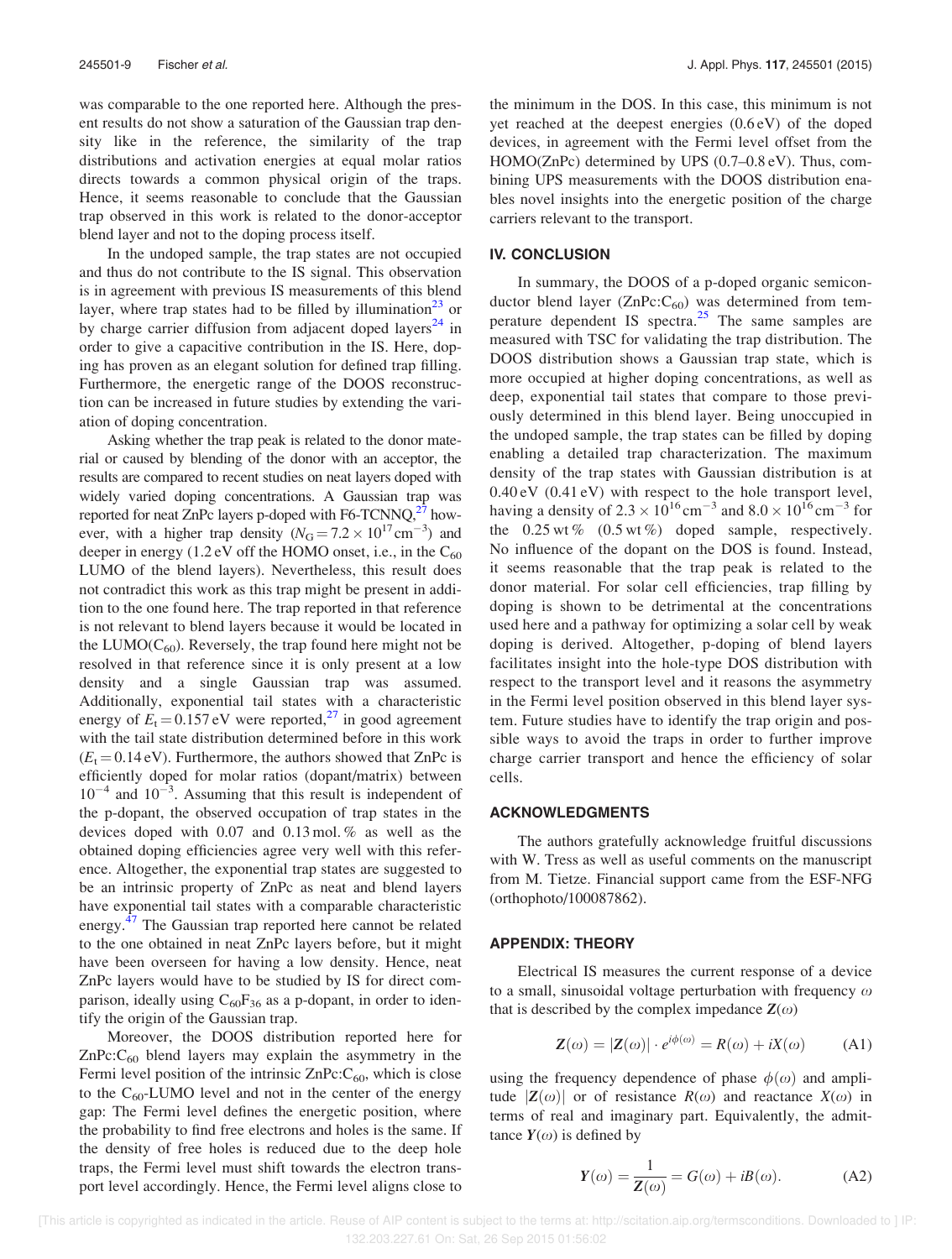was comparable to the one reported here. Although the present results do not show a saturation of the Gaussian trap density like in the reference, the similarity of the trap distributions and activation energies at equal molar ratios directs towards a common physical origin of the traps. Hence, it seems reasonable to conclude that the Gaussian trap observed in this work is related to the donor-acceptor blend layer and not to the doping process itself.

In the undoped sample, the trap states are not occupied and thus do not contribute to the IS signal. This observation is in agreement with previous IS measurements of this blend layer, where trap states had to be filled by illumination[23] or by charge carrier diffusion from adjacent doped layers[24] in order to give a capacitive contribution in the IS. Here, doping has proven as an elegant solution for defined trap filling. Furthermore, the energetic range of the DOOS reconstruction can be increased in future studies by extending the variation of doping concentration.

Asking whether the trap peak is related to the donor material or caused by blending of the donor with an acceptor, the results are compared to recent studies on neat layers doped with widely varied doping concentrations. A Gaussian trap was reported for neat ZnPc layers p-doped with F6-TCNNQ,[27] however, with a higher trap density ($N_G = 7.2 \times 10^{17}\,\text{cm}^{-3}$) and deeper in energy (1.2 eV off the HOMO onset, i.e., in the $C_{60}$ LUMO of the blend layers). Nevertheless, this result does not contradict this work as this trap might be present in addition to the one found here. The trap reported in that reference is not relevant to blend layers because it would be located in the LUMO($C_{60}$). Reversely, the trap found here might not be resolved in that reference since it is only present at a low density and a single Gaussian trap was assumed. Additionally, exponential tail states with a characteristic energy of $E_t = 0.157\,\text{eV}$ were reported,[27] in good agreement with the tail state distribution determined before in this work ($E_t = 0.14\,\text{eV}$). Furthermore, the authors showed that ZnPc is efficiently doped for molar ratios (dopant/matrix) between $10^{-4}$ and $10^{-3}$. Assuming that this result is independent of the p-dopant, the observed occupation of trap states in the devices doped with 0.07 and 0.13 mol. % as well as the obtained doping efficiencies agree very well with this reference. Altogether, the exponential trap states are suggested to be an intrinsic property of ZnPc as neat and blend layers have exponential tail states with a comparable characteristic energy.[47] The Gaussian trap reported here cannot be related to the one obtained in neat ZnPc layers before, but it might have been overseen for having a low density. Hence, neat ZnPc layers would have to be studied by IS for direct comparison, ideally using $C_{60}F_{36}$ as a p-dopant, in order to identify the origin of the Gaussian trap.

Moreover, the DOOS distribution reported here for ZnPc:$C_{60}$ blend layers may explain the asymmetry in the Fermi level position of the intrinsic ZnPc:$C_{60}$, which is close to the $C_{60}$-LUMO level and not in the center of the energy gap: The Fermi level defines the energetic position, where the probability to find free electrons and holes is the same. If the density of free holes is reduced due to the deep hole traps, the Fermi level must shift towards the electron transport level accordingly. Hence, the Fermi level aligns close to the minimum in the DOS. In this case, this minimum is not yet reached at the deepest energies (0.6 eV) of the doped devices, in agreement with the Fermi level offset from the HOMO(ZnPc) determined by UPS (0.7–0.8 eV). Thus, combining UPS measurements with the DOOS distribution enables novel insights into the energetic position of the charge carriers relevant to the transport.

## IV. CONCLUSION

In summary, the DOOS of a p-doped organic semiconductor blend layer (ZnPc:$C_{60}$) was determined from temperature dependent IS spectra.[25] The same samples are measured with TSC for validating the trap distribution. The DOOS distribution shows a Gaussian trap state, which is more occupied at higher doping concentrations, as well as deep, exponential tail states that compare to those previously determined in this blend layer. Being unoccupied in the undoped sample, the trap states can be filled by doping enabling a detailed trap characterization. The maximum density of the trap states with Gaussian distribution is at 0.40 eV (0.41 eV) with respect to the hole transport level, having a density of $2.3 \times 10^{16}\,\text{cm}^{-3}$ and $8.0 \times 10^{16}\,\text{cm}^{-3}$ for the 0.25 wt % (0.5 wt %) doped sample, respectively. No influence of the dopant on the DOS is found. Instead, it seems reasonable that the trap peak is related to the donor material. For solar cell efficiencies, trap filling by doping is shown to be detrimental at the concentrations used here and a pathway for optimizing a solar cell by weak doping is derived. Altogether, p-doping of blend layers facilitates insight into the hole-type DOS distribution with respect to the transport level and it reasons the asymmetry in the Fermi level position observed in this blend layer system. Future studies have to identify the trap origin and possible ways to avoid the traps in order to further improve charge carrier transport and hence the efficiency of solar cells.

## ACKNOWLEDGMENTS

The authors gratefully acknowledge fruitful discussions with W. Tress as well as useful comments on the manuscript from M. Tietze. Financial support came from the ESF-NFG (orthophoto/100087862).

## APPENDIX: THEORY

Electrical IS measures the current response of a device to a small, sinusoidal voltage perturbation with frequency $\omega$ that is described by the complex impedance $\boldsymbol{Z}(\omega)$

$$\boldsymbol{Z}(\omega) = |\boldsymbol{Z}(\omega)| \cdot e^{i\phi(\omega)} = R(\omega) + iX(\omega) \tag{A1}$$

using the frequency dependence of phase $\phi(\omega)$ and amplitude $|\boldsymbol{Z}(\omega)|$ or of resistance $R(\omega)$ and reactance $X(\omega)$ in terms of real and imaginary part. Equivalently, the admittance $\boldsymbol{Y}(\omega)$ is defined by

$$\boldsymbol{Y}(\omega) = \frac{1}{\boldsymbol{Z}(\omega)} = G(\omega) + iB(\omega). \tag{A2}$$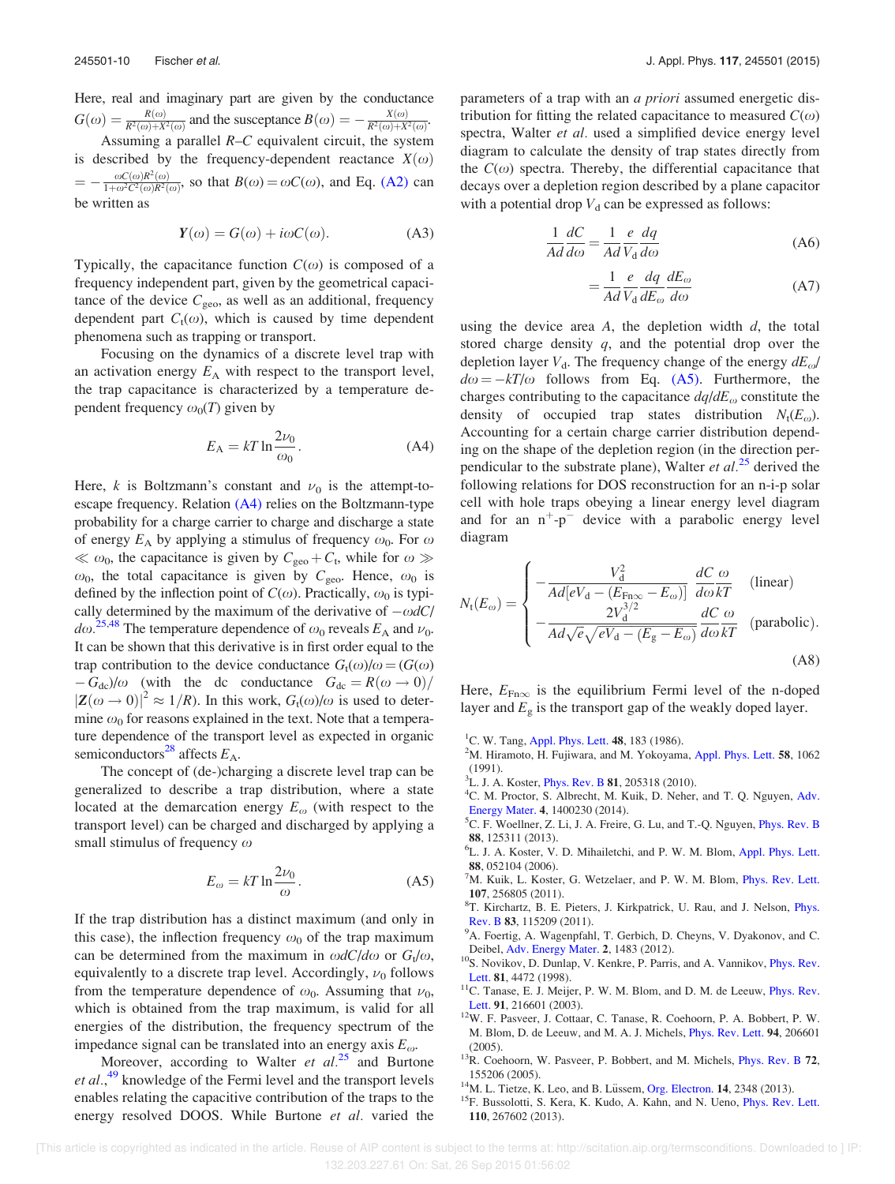Here, real and imaginary part are given by the conductance $G(\omega) = \frac{R(\omega)}{R^2(\omega)+X^2(\omega)}$ and the susceptance $B(\omega) = -\frac{X(\omega)}{R^2(\omega)+X^2(\omega)}$.

Assuming a parallel $R$–$C$ equivalent circuit, the system is described by the frequency-dependent reactance $X(\omega) = -\frac{\omega C(\omega) R^2(\omega)}{1+\omega^2 C^2(\omega) R^2(\omega)}$, so that $B(\omega) = \omega C(\omega)$, and Eq. (A2) can be written as

$$\boldsymbol{Y}(\omega) = G(\omega) + i\omega C(\omega). \tag{A3}$$

Typically, the capacitance function $C(\omega)$ is composed of a frequency independent part, given by the geometrical capacitance of the device $C_{\text{geo}}$, as well as an additional, frequency dependent part $C_t(\omega)$, which is caused by time dependent phenomena such as trapping or transport.

Focusing on the dynamics of a discrete level trap with an activation energy $E_A$ with respect to the transport level, the trap capacitance is characterized by a temperature dependent frequency $\omega_0(T)$ given by

$$E_A = kT \ln \frac{2\nu_0}{\omega_0}. \tag{A4}$$

Here, $k$ is Boltzmann's constant and $\nu_0$ is the attempt-to-escape frequency. Relation (A4) relies on the Boltzmann-type probability for a charge carrier to charge and discharge a state of energy $E_A$ by applying a stimulus of frequency $\omega_0$. For $\omega \ll \omega_0$, the capacitance is given by $C_{\text{geo}} + C_t$, while for $\omega \gg \omega_0$, the total capacitance is given by $C_{\text{geo}}$. Hence, $\omega_0$ is defined by the inflection point of $C(\omega)$. Practically, $\omega_0$ is typically determined by the maximum of the derivative of $-\omega dC/d\omega$.[25,48] The temperature dependence of $\omega_0$ reveals $E_A$ and $\nu_0$. It can be shown that this derivative is in first order equal to the trap contribution to the device conductance $G_t(\omega)/\omega = (G(\omega) - G_{\text{dc}})/\omega$ (with the dc conductance $G_{\text{dc}} = R(\omega \to 0)/|\boldsymbol{Z}(\omega \to 0)|^2 \approx 1/R$). In this work, $G_t(\omega)/\omega$ is used to determine $\omega_0$ for reasons explained in the text. Note that a temperature dependence of the transport level as expected in organic semiconductors[28] affects $E_A$.

The concept of (de-)charging a discrete level trap can be generalized to describe a trap distribution, where a state located at the demarcation energy $E_\omega$ (with respect to the transport level) can be charged and discharged by applying a small stimulus of frequency $\omega$

$$E_\omega = kT \ln \frac{2\nu_0}{\omega}. \tag{A5}$$

If the trap distribution has a distinct maximum (and only in this case), the inflection frequency $\omega_0$ of the trap maximum can be determined from the maximum in $\omega dC/d\omega$ or $G_t/\omega$, equivalently to a discrete trap level. Accordingly, $\nu_0$ follows from the temperature dependence of $\omega_0$. Assuming that $\nu_0$, which is obtained from the trap maximum, is valid for all energies of the distribution, the frequency spectrum of the impedance signal can be translated into an energy axis $E_\omega$.

Moreover, according to Walter *et al.*[25] and Burtone *et al.*,[49] knowledge of the Fermi level and the transport levels enables relating the capacitive contribution of the traps to the energy resolved DOOS. While Burtone *et al.* varied the parameters of a trap with an *a priori* assumed energetic distribution for fitting the related capacitance to measured $C(\omega)$ spectra, Walter *et al.* used a simplified device energy level diagram to calculate the density of trap states directly from the $C(\omega)$ spectra. Thereby, the differential capacitance that decays over a depletion region described by a plane capacitor with a potential drop $V_d$ can be expressed as follows:

$$\frac{1}{Ad}\frac{dC}{d\omega} = \frac{1}{Ad}\frac{e}{V_d}\frac{dq}{d\omega} \tag{A6}$$

$$= \frac{1}{Ad}\frac{e}{V_d}\frac{dq}{dE_\omega}\frac{dE_\omega}{d\omega} \tag{A7}$$

using the device area $A$, the depletion width $d$, the total stored charge density $q$, and the potential drop over the depletion layer $V_d$. The frequency change of the energy $dE_\omega/d\omega = -kT/\omega$ follows from Eq. (A5). Furthermore, the charges contributing to the capacitance $dq/dE_\omega$ constitute the density of occupied trap states distribution $N_t(E_\omega)$. Accounting for a certain charge carrier distribution depending on the shape of the depletion region (in the direction perpendicular to the substrate plane), Walter *et al.*[25] derived the following relations for DOS reconstruction for an n-i-p solar cell with hole traps obeying a linear energy level diagram and for an n$^+$-p$^-$ device with a parabolic energy level diagram

$$N_t(E_\omega) = \begin{cases} -\dfrac{V_d^2}{Ad[eV_d - (E_{\text{Fn}\infty} - E_\omega)]}\dfrac{dC}{d\omega}\dfrac{\omega}{kT} & \text{(linear)} \\[2ex] -\dfrac{2V_d^{3/2}}{Ad\sqrt{e}\sqrt{eV_d - (E_g - E_\omega)}}\dfrac{dC}{d\omega}\dfrac{\omega}{kT} & \text{(parabolic)}. \end{cases} \tag{A8}$$

Here, $E_{\text{Fn}\infty}$ is the equilibrium Fermi level of the n-doped layer and $E_g$ is the transport gap of the weakly doped layer.

[1] C. W. Tang, Appl. Phys. Lett. **48**, 183 (1986).
[2] M. Hiramoto, H. Fujiwara, and M. Yokoyama, Appl. Phys. Lett. **58**, 1062 (1991).
[3] L. J. A. Koster, Phys. Rev. B **81**, 205318 (2010).
[4] C. M. Proctor, S. Albrecht, M. Kuik, D. Neher, and T. Q. Nguyen, Adv. Energy Mater. **4**, 1400230 (2014).
[5] C. F. Woellner, Z. Li, J. A. Freire, G. Lu, and T.-Q. Nguyen, Phys. Rev. B **88**, 125311 (2013).
[6] L. J. A. Koster, V. D. Mihailetchi, and P. W. M. Blom, Appl. Phys. Lett. **88**, 052104 (2006).
[7] M. Kuik, L. Koster, G. Wetzelaer, and P. W. M. Blom, Phys. Rev. Lett. **107**, 256805 (2011).
[8] T. Kirchartz, B. E. Pieters, J. Kirkpatrick, U. Rau, and J. Nelson, Phys. Rev. B **83**, 115209 (2011).
[9] A. Foertig, A. Wagenpfahl, T. Gerbich, D. Cheyns, V. Dyakonov, and C. Deibel, Adv. Energy Mater. **2**, 1483 (2012).
[10] S. Novikov, D. Dunlap, V. Kenkre, P. Parris, and A. Vannikov, Phys. Rev. Lett. **81**, 4472 (1998).
[11] C. Tanase, E. J. Meijer, P. W. M. Blom, and D. M. de Leeuw, Phys. Rev. Lett. **91**, 216601 (2003).
[12] W. F. Pasveer, J. Cottaar, C. Tanase, R. Coehoorn, P. A. Bobbert, P. W. M. Blom, D. de Leeuw, and M. A. J. Michels, Phys. Rev. Lett. **94**, 206601 (2005).
[13] R. Coehoorn, W. Pasveer, P. Bobbert, and M. Michels, Phys. Rev. B **72**, 155206 (2005).
[14] M. L. Tietze, K. Leo, and B. Lüssem, Org. Electron. **14**, 2348 (2013).
[15] F. Bussolotti, S. Kera, K. Kudo, A. Kahn, and N. Ueno, Phys. Rev. Lett. **110**, 267602 (2013).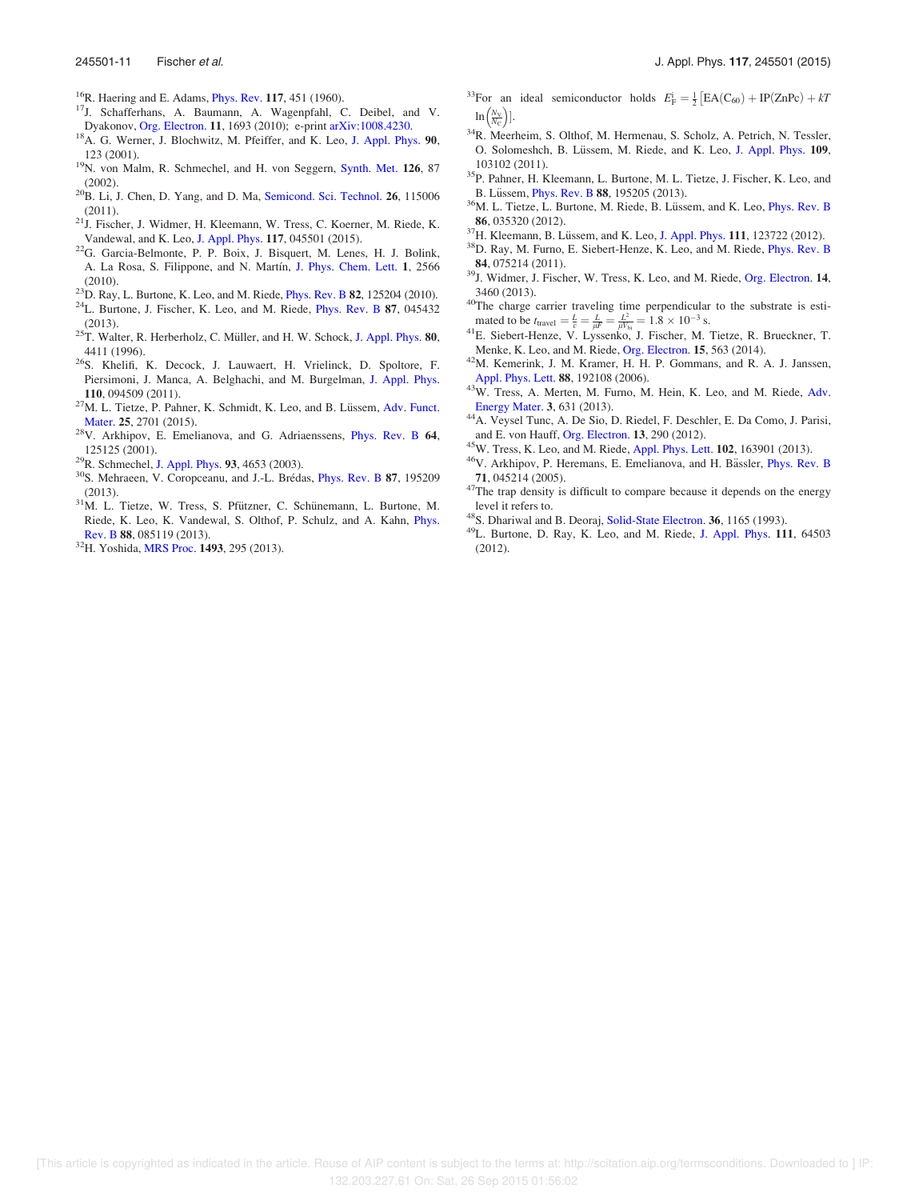[16]R. Haering and E. Adams, Phys. Rev. **117**, 451 (1960).

[17]J. Schafferhans, A. Baumann, A. Wagenpfahl, C. Deibel, and V. Dyakonov, Org. Electron. **11**, 1693 (2010); e-print arXiv:1008.4230.

[18]A. G. Werner, J. Blochwitz, M. Pfeiffer, and K. Leo, J. Appl. Phys. **90**, 123 (2001).

[19]N. von Malm, R. Schmechel, and H. von Seggern, Synth. Met. **126**, 87 (2002).

[20]B. Li, J. Chen, D. Yang, and D. Ma, Semicond. Sci. Technol. **26**, 115006 (2011).

[21]J. Fischer, J. Widmer, H. Kleemann, W. Tress, C. Koerner, M. Riede, K. Vandewal, and K. Leo, J. Appl. Phys. **117**, 045501 (2015).

[22]G. Garcia-Belmonte, P. P. Boix, J. Bisquert, M. Lenes, H. J. Bolink, A. La Rosa, S. Filippone, and N. Martín, J. Phys. Chem. Lett. **1**, 2566 (2010).

[23]D. Ray, L. Burtone, K. Leo, and M. Riede, Phys. Rev. B **82**, 125204 (2010).

[24]L. Burtone, J. Fischer, K. Leo, and M. Riede, Phys. Rev. B **87**, 045432 (2013).

[25]T. Walter, R. Herberholz, C. Müller, and H. W. Schock, J. Appl. Phys. **80**, 4411 (1996).

[26]S. Khelifi, K. Decock, J. Lauwaert, H. Vrielinck, D. Spoltore, F. Piersimoni, J. Manca, A. Belghachi, and M. Burgelman, J. Appl. Phys. **110**, 094509 (2011).

[27]M. L. Tietze, P. Pahner, K. Schmidt, K. Leo, and B. Lüssem, Adv. Funct. Mater. **25**, 2701 (2015).

[28]V. Arkhipov, E. Emelianova, and G. Adriaenssens, Phys. Rev. B **64**, 125125 (2001).

[29]R. Schmechel, J. Appl. Phys. **93**, 4653 (2003).

[30]S. Mehraeen, V. Coropceanu, and J.-L. Brédas, Phys. Rev. B **87**, 195209 (2013).

[31]M. L. Tietze, W. Tress, S. Pfützner, C. Schünemann, L. Burtone, M. Riede, K. Leo, K. Vandewal, S. Olthof, P. Schulz, and A. Kahn, Phys. Rev. B **88**, 085119 (2013).

[32]H. Yoshida, MRS Proc. **1493**, 295 (2013).

[33]For an ideal semiconductor holds $E_F^i = \frac{1}{2}\left[\mathrm{EA}(\mathrm{C}_{60}) + \mathrm{IP}(\mathrm{ZnPc}) + kT \ln\left(\frac{N_V}{N_C}\right)\right]$.

[34]R. Meerheim, S. Olthof, M. Hermenau, S. Scholz, A. Petrich, N. Tessler, O. Solomeshch, B. Lüssem, M. Riede, and K. Leo, J. Appl. Phys. **109**, 103102 (2011).

[35]P. Pahner, H. Kleemann, L. Burtone, M. L. Tietze, J. Fischer, K. Leo, and B. Lüssem, Phys. Rev. B **88**, 195205 (2013).

[36]M. L. Tietze, L. Burtone, M. Riede, B. Lüssem, and K. Leo, Phys. Rev. B **86**, 035320 (2012).

[37]H. Kleemann, B. Lüssem, and K. Leo, J. Appl. Phys. **111**, 123722 (2012).

[38]D. Ray, M. Furno, E. Siebert-Henze, K. Leo, and M. Riede, Phys. Rev. B **84**, 075214 (2011).

[39]J. Widmer, J. Fischer, W. Tress, K. Leo, and M. Riede, Org. Electron. **14**, 3460 (2013).

[40]The charge carrier traveling time perpendicular to the substrate is estimated to be $t_{\mathrm{travel}} = \frac{L}{v} = \frac{L}{\mu F} = \frac{L^2}{\mu V_{\mathrm{bi}}} = 1.8 \times 10^{-3}$ s.

[41]E. Siebert-Henze, V. Lyssenko, J. Fischer, M. Tietze, R. Brueckner, T. Menke, K. Leo, and M. Riede, Org. Electron. **15**, 563 (2014).

[42]M. Kemerink, J. M. Kramer, H. H. P. Gommans, and R. A. J. Janssen, Appl. Phys. Lett. **88**, 192108 (2006).

[43]W. Tress, A. Merten, M. Furno, M. Hein, K. Leo, and M. Riede, Adv. Energy Mater. **3**, 631 (2013).

[44]A. Veysel Tunc, A. De Sio, D. Riedel, F. Deschler, E. Da Como, J. Parisi, and E. von Hauff, Org. Electron. **13**, 290 (2012).

[45]W. Tress, K. Leo, and M. Riede, Appl. Phys. Lett. **102**, 163901 (2013).

[46]V. Arkhipov, P. Heremans, E. Emelianova, and H. Bässler, Phys. Rev. B **71**, 045214 (2005).

[47]The trap density is difficult to compare because it depends on the energy level it refers to.

[48]S. Dhariwal and B. Deoraj, Solid-State Electron. **36**, 1165 (1993).

[49]L. Burtone, D. Ray, K. Leo, and M. Riede, J. Appl. Phys. **111**, 64503 (2012).